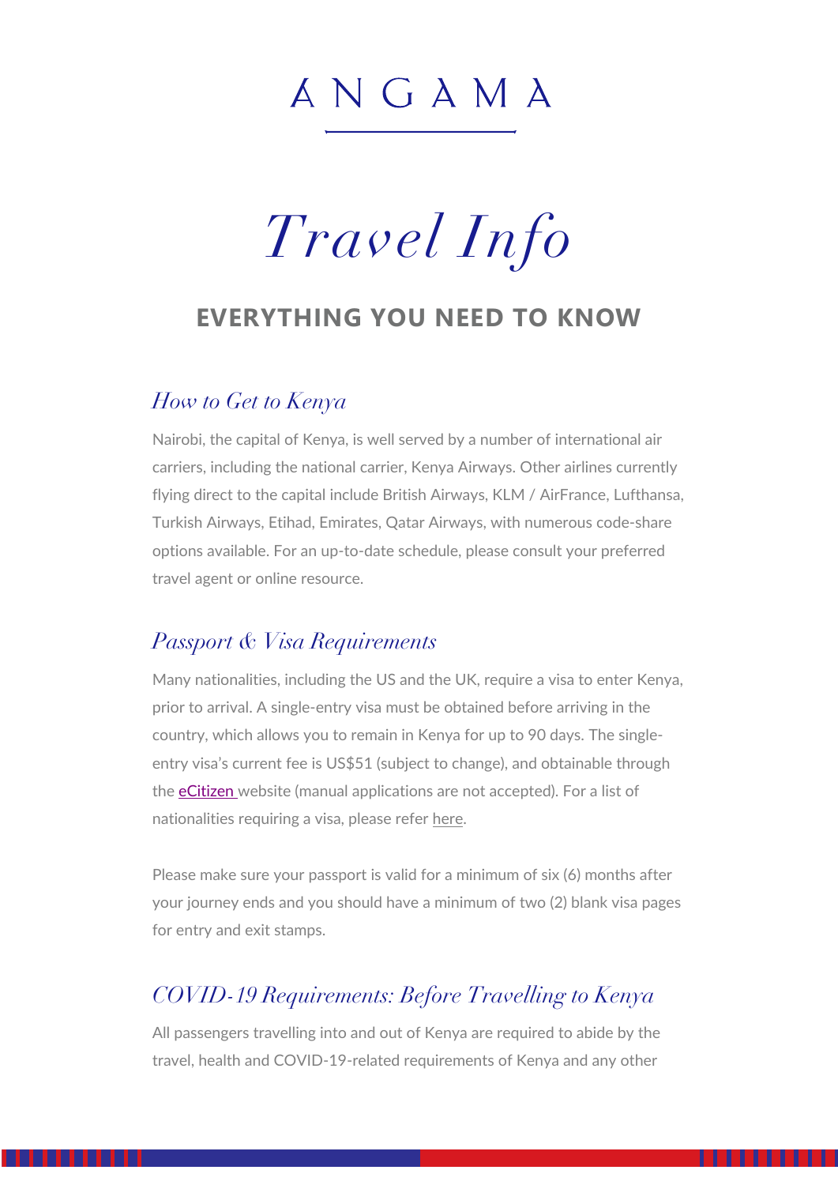# ANGAMA

# *Travel Info*

## EVERYTHING YOU NEED TO KNOW

### *How to Get to Kenya*

Nairobi, the capital of Kenya, is well served by a number of international air carriers, including the national carrier, Kenya Airways. Other airlines currently flying direct to the capital include British Airways, KLM / AirFrance, Lufthansa, Turkish Airways, Etihad, Emirates, Qatar Airways, with numerous code-share options available. For an up-to-date schedule, please consult your preferred travel agent or online resource.

### *Passport & Visa Requirements*

Many nationalities, including the US and the UK, require a visa to enter Kenya, prior to arrival. A single-entry visa must be obtained before arriving in the country, which allows you to remain in Kenya for up to 90 days. The single-entry visa's current fee is US$51 (subject to change), and obtainable through the eCitizen website (manual applications are not accepted). For a list of nationalities requiring a visa, please refer here.

Please make sure your passport is valid for a minimum of six (6) months after your journey ends and you should have a minimum of two (2) blank visa pages for entry and exit stamps.

### *COVID-19 Requirements: Before Travelling to Kenya*

All passengers travelling into and out of Kenya are required to abide by the travel, health and COVID-19-related requirements of Kenya and any other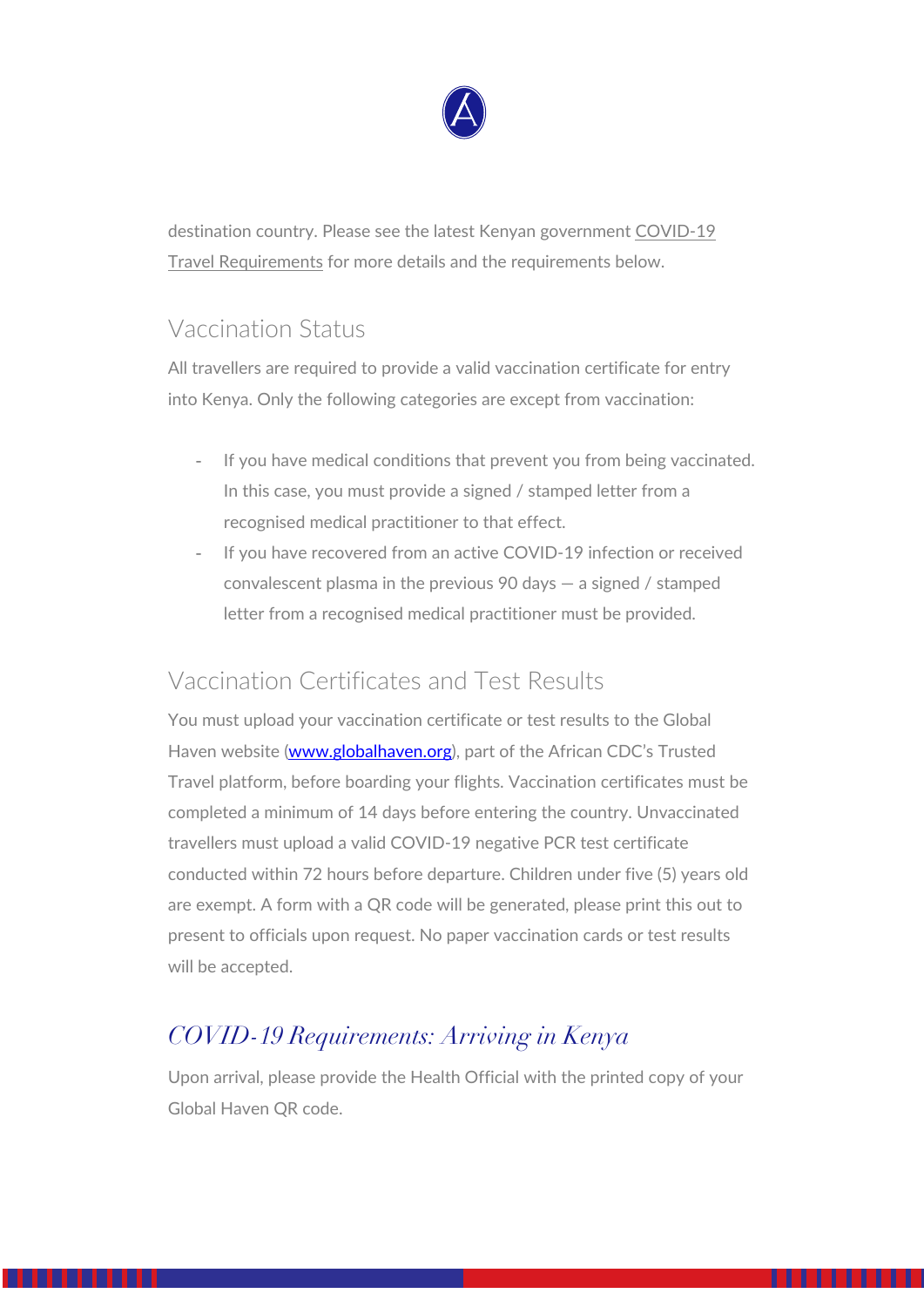destination country. Please see the latest Kenyan government COVID-19 Travel Requirements for more details and the requirements below.

## Vaccination Status

All travellers are required to provide a valid vaccination certificate for entry into Kenya. Only the following categories are except from vaccination:

- If you have medical conditions that prevent you from being vaccinated. In this case, you must provide a signed / stamped letter from a recognised medical practitioner to that effect.
- If you have recovered from an active COVID-19 infection or received convalescent plasma in the previous 90 days — a signed / stamped letter from a recognised medical practitioner must be provided.

## Vaccination Certificates and Test Results

You must upload your vaccination certificate or test results to the Global Haven website ([www.globalhaven.org](http://www.globalhaven.org)), part of the African CDC's Trusted Travel platform, before boarding your flights. Vaccination certificates must be completed a minimum of 14 days before entering the country. Unvaccinated travellers must upload a valid COVID-19 negative PCR test certificate conducted within 72 hours before departure. Children under five (5) years old are exempt. A form with a QR code will be generated, please print this out to present to officials upon request. No paper vaccination cards or test results will be accepted.

# *COVID-19 Requirements: Arriving in Kenya*

Upon arrival, please provide the Health Official with the printed copy of your Global Haven QR code.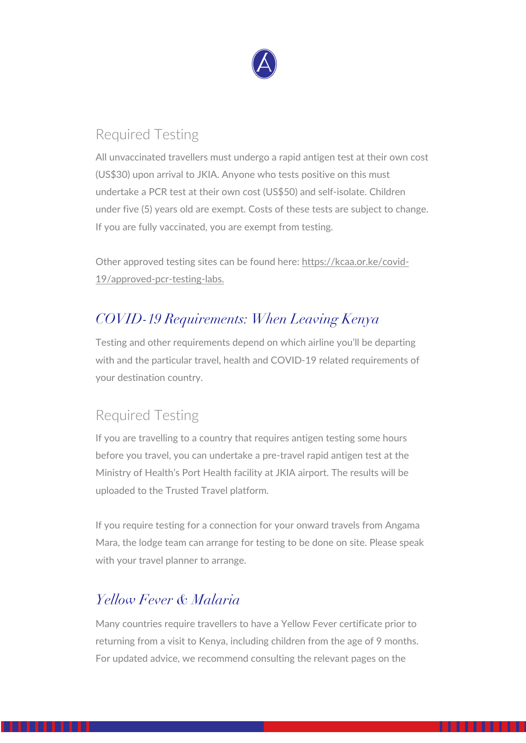### Required Testing

All unvaccinated travellers must undergo a rapid antigen test at their own cost (US$30) upon arrival to JKIA. Anyone who tests positive on this must undertake a PCR test at their own cost (US$50) and self-isolate. Children under five (5) years old are exempt. Costs of these tests are subject to change. If you are fully vaccinated, you are exempt from testing.

Other approved testing sites can be found here: https://kcaa.or.ke/covid-19/approved-pcr-testing-labs.

## *COVID-19 Requirements: When Leaving Kenya*

Testing and other requirements depend on which airline you'll be departing with and the particular travel, health and COVID-19 related requirements of your destination country.

### Required Testing

If you are travelling to a country that requires antigen testing some hours before you travel, you can undertake a pre-travel rapid antigen test at the Ministry of Health's Port Health facility at JKIA airport. The results will be uploaded to the Trusted Travel platform.

If you require testing for a connection for your onward travels from Angama Mara, the lodge team can arrange for testing to be done on site. Please speak with your travel planner to arrange.

## *Yellow Fever & Malaria*

Many countries require travellers to have a Yellow Fever certificate prior to returning from a visit to Kenya, including children from the age of 9 months. For updated advice, we recommend consulting the relevant pages on the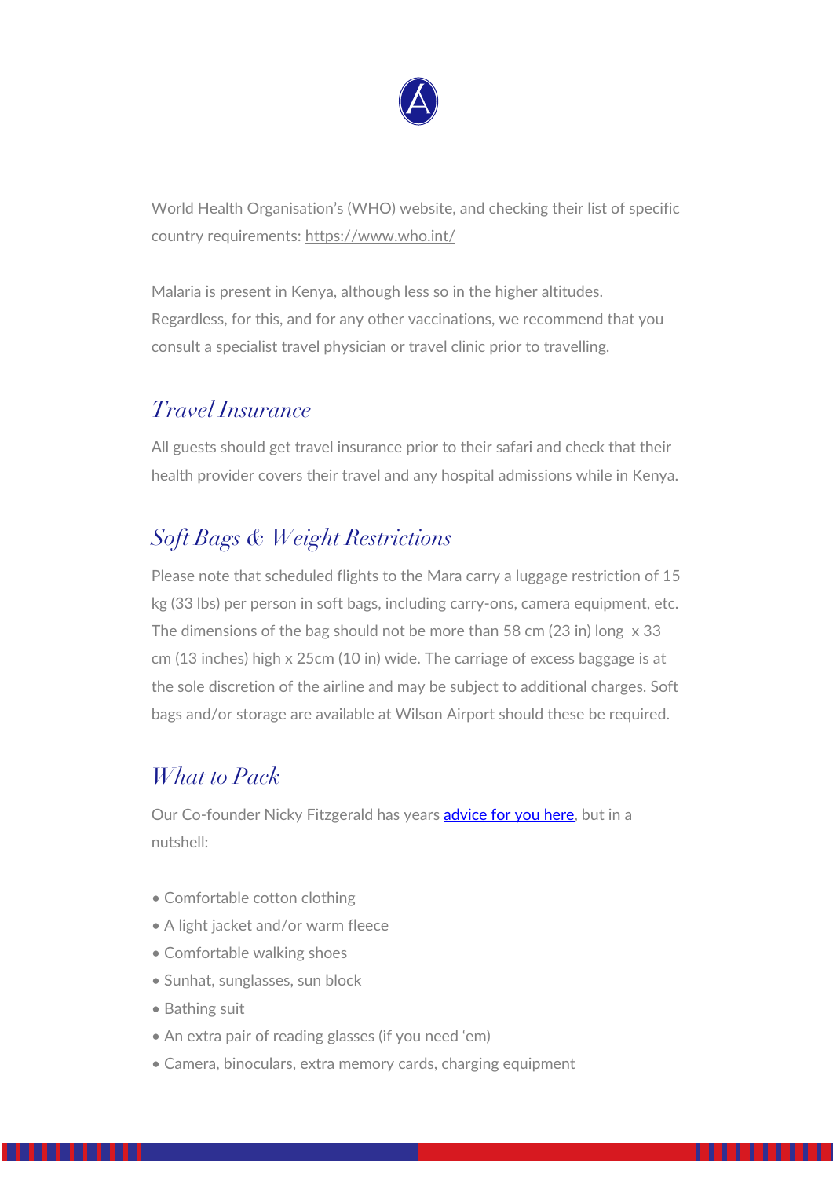World Health Organisation's (WHO) website, and checking their list of specific country requirements: https://www.who.int/

Malaria is present in Kenya, although less so in the higher altitudes. Regardless, for this, and for any other vaccinations, we recommend that you consult a specialist travel physician or travel clinic prior to travelling.

## *Travel Insurance*

All guests should get travel insurance prior to their safari and check that their health provider covers their travel and any hospital admissions while in Kenya.

## *Soft Bags & Weight Restrictions*

Please note that scheduled flights to the Mara carry a luggage restriction of 15 kg (33 lbs) per person in soft bags, including carry-ons, camera equipment, etc. The dimensions of the bag should not be more than 58 cm (23 in) long x 33 cm (13 inches) high x 25cm (10 in) wide. The carriage of excess baggage is at the sole discretion of the airline and may be subject to additional charges. Soft bags and/or storage are available at Wilson Airport should these be required.

## *What to Pack*

Our Co-founder Nicky Fitzgerald has years advice for you here, but in a nutshell:

- Comfortable cotton clothing
- A light jacket and/or warm fleece
- Comfortable walking shoes
- Sunhat, sunglasses, sun block
- Bathing suit
- An extra pair of reading glasses (if you need 'em)
- Camera, binoculars, extra memory cards, charging equipment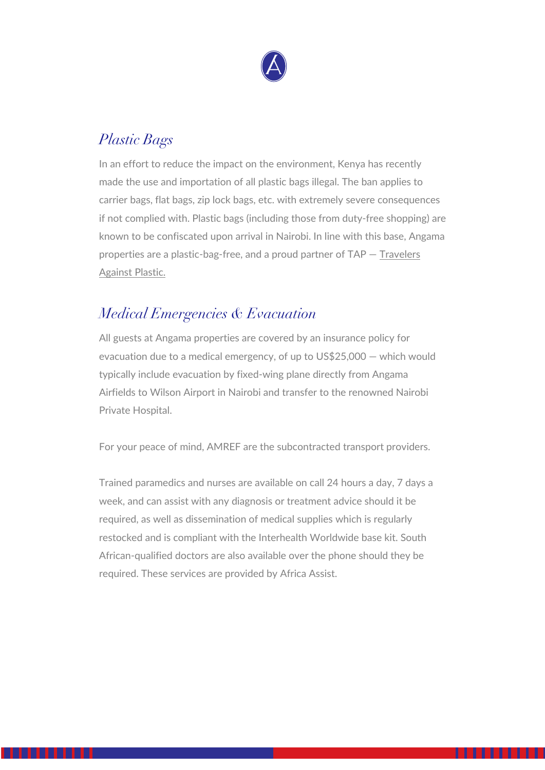## *Plastic Bags*

In an effort to reduce the impact on the environment, Kenya has recently made the use and importation of all plastic bags illegal. The ban applies to carrier bags, flat bags, zip lock bags, etc. with extremely severe consequences if not complied with. Plastic bags (including those from duty-free shopping) are known to be confiscated upon arrival in Nairobi. In line with this base, Angama properties are a plastic-bag-free, and a proud partner of TAP — Travelers Against Plastic.

## *Medical Emergencies & Evacuation*

All guests at Angama properties are covered by an insurance policy for evacuation due to a medical emergency, of up to US$25,000 — which would typically include evacuation by fixed-wing plane directly from Angama Airfields to Wilson Airport in Nairobi and transfer to the renowned Nairobi Private Hospital.

For your peace of mind, AMREF are the subcontracted transport providers.

Trained paramedics and nurses are available on call 24 hours a day, 7 days a week, and can assist with any diagnosis or treatment advice should it be required, as well as dissemination of medical supplies which is regularly restocked and is compliant with the Interhealth Worldwide base kit. South African-qualified doctors are also available over the phone should they be required. These services are provided by Africa Assist.